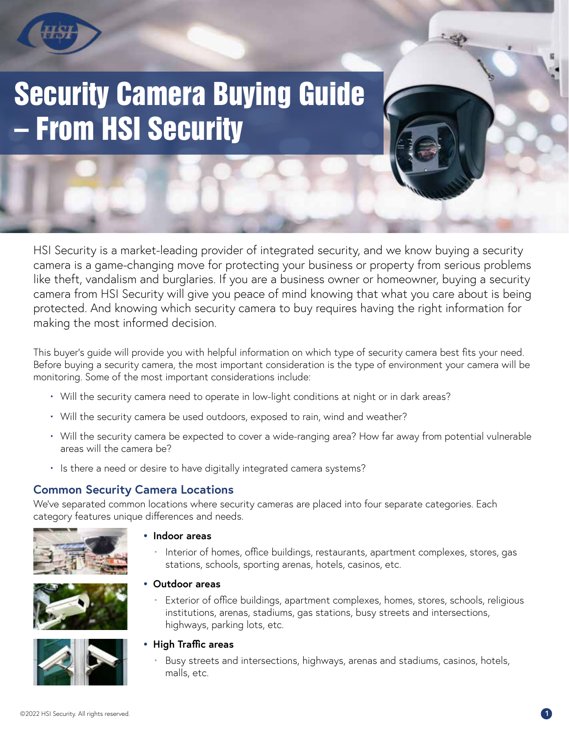# Security Camera Buying Guide – From HSI Security

HSI Security is a market-leading provider of integrated security, and we know buying a security camera is a game-changing move for protecting your business or property from serious problems like theft, vandalism and burglaries. If you are a business owner or homeowner, buying a security camera from HSI Security will give you peace of mind knowing that what you care about is being protected. And knowing which security camera to buy requires having the right information for making the most informed decision.

This buyer's guide will provide you with helpful information on which type of security camera best fits your need. Before buying a security camera, the most important consideration is the type of environment your camera will be monitoring. Some of the most important considerations include:

- Will the security camera need to operate in low-light conditions at night or in dark areas?
- Will the security camera be used outdoors, exposed to rain, wind and weather?
- Will the security camera be expected to cover a wide-ranging area? How far away from potential vulnerable areas will the camera be?
- Is there a need or desire to have digitally integrated camera systems?

## Common Security Camera Locations

We've separated common locations where security cameras are placed into four separate categories. Each category features unique differences and needs.

- **Indoor areas**
  - Interior of homes, office buildings, restaurants, apartment complexes, stores, gas stations, schools, sporting arenas, hotels, casinos, etc.
- **Outdoor areas**
  - Exterior of office buildings, apartment complexes, homes, stores, schools, religious institutions, arenas, stadiums, gas stations, busy streets and intersections, highways, parking lots, etc.
- **High Traffic areas**
  - Busy streets and intersections, highways, arenas and stadiums, casinos, hotels, malls, etc.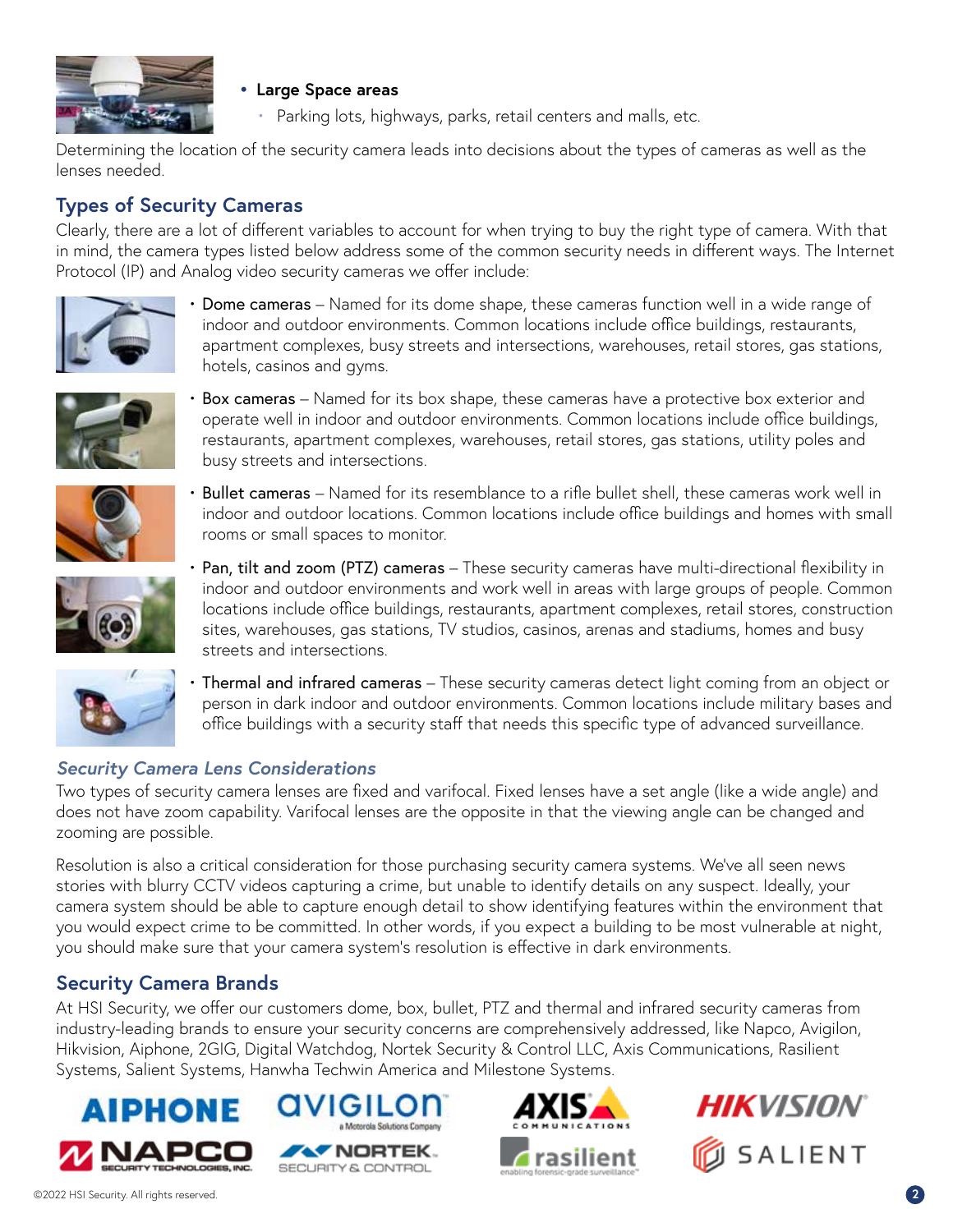- **Large Space areas**
  - Parking lots, highways, parks, retail centers and malls, etc.

Determining the location of the security camera leads into decisions about the types of cameras as well as the lenses needed.

## Types of Security Cameras

Clearly, there are a lot of different variables to account for when trying to buy the right type of camera. With that in mind, the camera types listed below address some of the common security needs in different ways. The Internet Protocol (IP) and Analog video security cameras we offer include:

- **Dome cameras** – Named for its dome shape, these cameras function well in a wide range of indoor and outdoor environments. Common locations include office buildings, restaurants, apartment complexes, busy streets and intersections, warehouses, retail stores, gas stations, hotels, casinos and gyms.
- **Box cameras** – Named for its box shape, these cameras have a protective box exterior and operate well in indoor and outdoor environments. Common locations include office buildings, restaurants, apartment complexes, warehouses, retail stores, gas stations, utility poles and busy streets and intersections.
- **Bullet cameras** – Named for its resemblance to a rifle bullet shell, these cameras work well in indoor and outdoor locations. Common locations include office buildings and homes with small rooms or small spaces to monitor.
- **Pan, tilt and zoom (PTZ) cameras** – These security cameras have multi-directional flexibility in indoor and outdoor environments and work well in areas with large groups of people. Common locations include office buildings, restaurants, apartment complexes, retail stores, construction sites, warehouses, gas stations, TV studios, casinos, arenas and stadiums, homes and busy streets and intersections.
- **Thermal and infrared cameras** – These security cameras detect light coming from an object or person in dark indoor and outdoor environments. Common locations include military bases and office buildings with a security staff that needs this specific type of advanced surveillance.

### *Security Camera Lens Considerations*

Two types of security camera lenses are fixed and varifocal. Fixed lenses have a set angle (like a wide angle) and does not have zoom capability. Varifocal lenses are the opposite in that the viewing angle can be changed and zooming are possible.

Resolution is also a critical consideration for those purchasing security camera systems. We've all seen news stories with blurry CCTV videos capturing a crime, but unable to identify details on any suspect. Ideally, your camera system should be able to capture enough detail to show identifying features within the environment that you would expect crime to be committed. In other words, if you expect a building to be most vulnerable at night, you should make sure that your camera system's resolution is effective in dark environments.

## Security Camera Brands

At HSI Security, we offer our customers dome, box, bullet, PTZ and thermal and infrared security cameras from industry-leading brands to ensure your security concerns are comprehensively addressed, like Napco, Avigilon, Hikvision, Aiphone, 2GIG, Digital Watchdog, Nortek Security & Control LLC, Axis Communications, Rasilient Systems, Salient Systems, Hanwha Techwin America and Milestone Systems.

©2022 HSI Security. All rights reserved.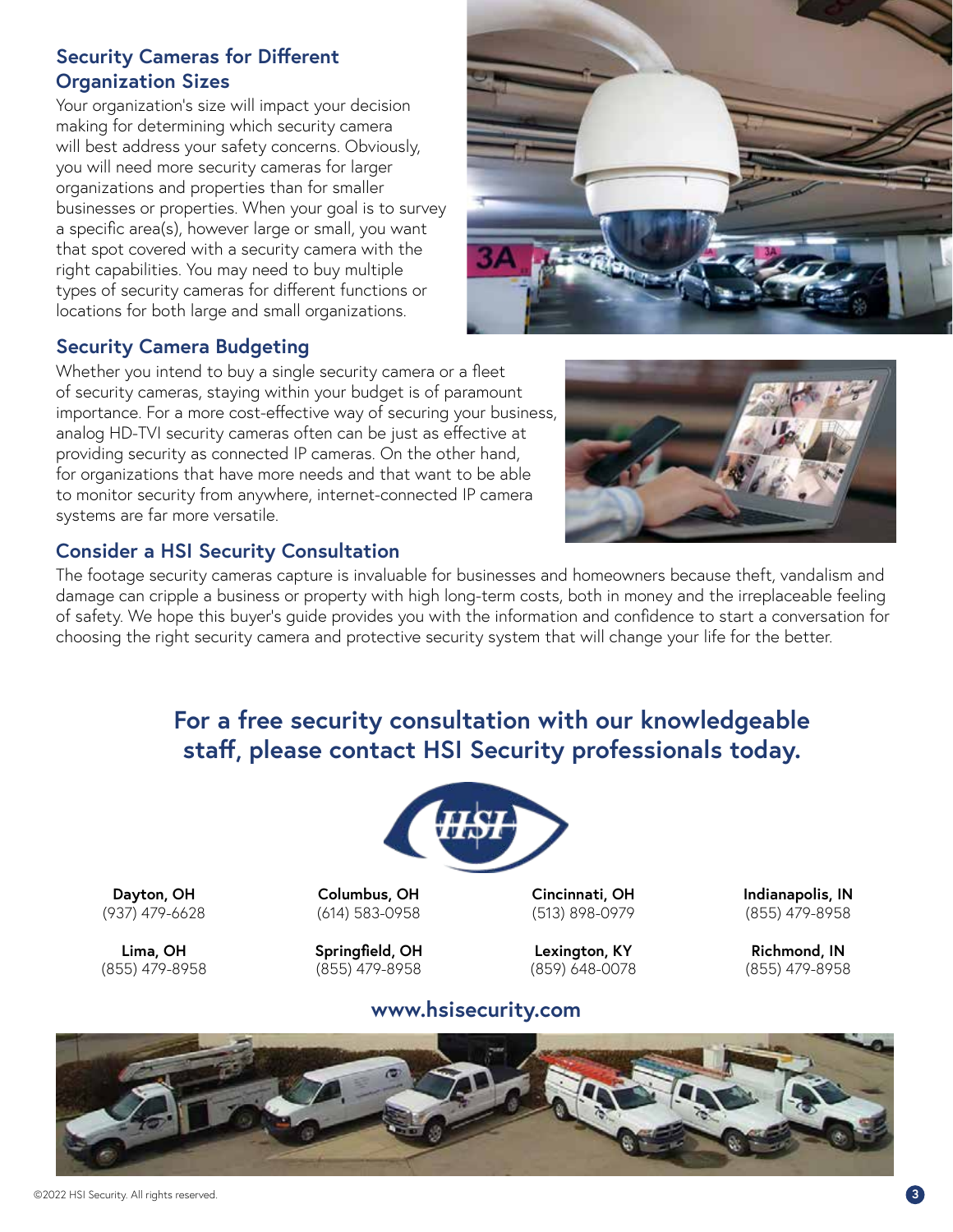## Security Cameras for Different Organization Sizes

Your organization's size will impact your decision making for determining which security camera will best address your safety concerns. Obviously, you will need more security cameras for larger organizations and properties than for smaller businesses or properties. When your goal is to survey a specific area(s), however large or small, you want that spot covered with a security camera with the right capabilities. You may need to buy multiple types of security cameras for different functions or locations for both large and small organizations.

## Security Camera Budgeting

Whether you intend to buy a single security camera or a fleet of security cameras, staying within your budget is of paramount importance. For a more cost-effective way of securing your business, analog HD-TVI security cameras often can be just as effective at providing security as connected IP cameras. On the other hand, for organizations that have more needs and that want to be able to monitor security from anywhere, internet-connected IP camera systems are far more versatile.

## Consider a HSI Security Consultation

The footage security cameras capture is invaluable for businesses and homeowners because theft, vandalism and damage can cripple a business or property with high long-term costs, both in money and the irreplaceable feeling of safety. We hope this buyer's guide provides you with the information and confidence to start a conversation for choosing the right security camera and protective security system that will change your life for the better.

## For a free security consultation with our knowledgeable staff, please contact HSI Security professionals today.

**Dayton, OH**
(937) 479-6628

**Columbus, OH**
(614) 583-0958

**Cincinnati, OH**
(513) 898-0979

**Indianapolis, IN**
(855) 479-8958

**Lima, OH**
(855) 479-8958

**Springfield, OH**
(855) 479-8958

**Lexington, KY**
(859) 648-0078

**Richmond, IN**
(855) 479-8958

**www.hsisecurity.com**

©2022 HSI Security. All rights reserved.